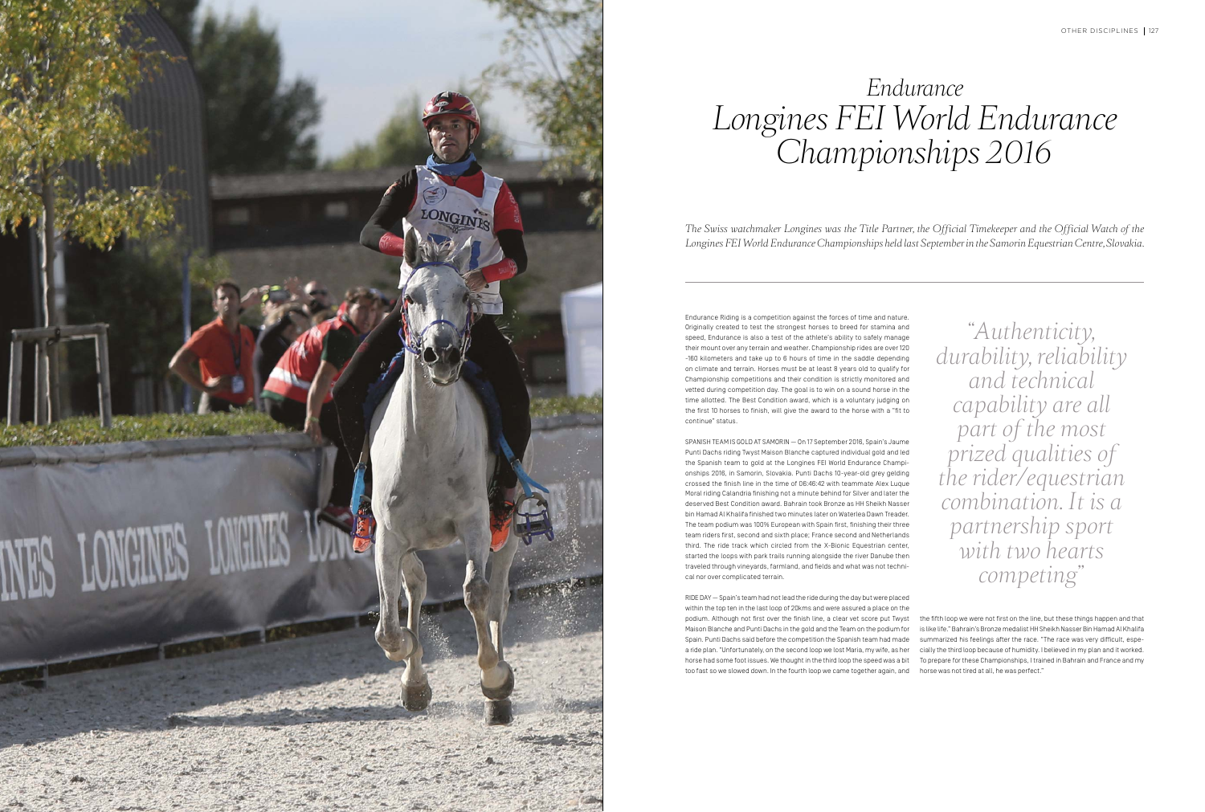# *Endurance*
# *Longines FEI World Endurance Championships 2016*

*The Swiss watchmaker Longines was the Title Partner, the Official Timekeeper and the Official Watch of the Longines FEI World Endurance Championships held last September in the Samorin Equestrian Centre, Slovakia.*

---

Endurance Riding is a competition against the forces of time and nature. Originally created to test the strongest horses to breed for stamina and speed, Endurance is also a test of the athlete's ability to safely manage their mount over any terrain and weather. Championship rides are over 120 -160 kilometers and take up to 6 hours of time in the saddle depending on climate and terrain. Horses must be at least 8 years old to qualify for Championship competitions and their condition is strictly monitored and vetted during competition day. The goal is to win on a sound horse in the time allotted. The Best Condition award, which is a voluntary judging on the first 10 horses to finish, will give the award to the horse with a "fit to continue" status.

SPANISH TEAM IS GOLD AT SAMORIN — On 17 September 2016, Spain's Jaume Punti Dachs riding Twyst Maison Blanche captured individual gold and led the Spanish team to gold at the Longines FEI World Endurance Championships 2016, in Samorin, Slovakia. Punti Dachs 10-year-old grey gelding crossed the finish line in the time of 06:46:42 with teammate Alex Luque Moral riding Calandria finishing not a minute behind for Silver and later the deserved Best Condition award. Bahrain took Bronze as HH Sheikh Nasser bin Hamad Al Khalifa finished two minutes later on Waterlea Dawn Treader. The team podium was 100% European with Spain first, finishing their three team riders first, second and sixth place; France second and Netherlands third. The ride track which circled from the X-Bionic Equestrian center, started the loops with park trails running alongside the river Danube then traveled through vineyards, farmland, and fields and what was not technical nor over complicated terrain.

> *"Authenticity, durability, reliability and technical capability are all part of the most prized qualities of the rider/equestrian combination. It is a partnership sport with two hearts competing"*

RIDE DAY — Spain's team had not lead the ride during the day but were placed within the top ten in the last loop of 20kms and were assured a place on the podium. Although not first over the finish line, a clear vet score put Twyst Maison Blanche and Punti Dachs in the gold and the Team on the podium for Spain. Punti Dachs said before the competition the Spanish team had made a ride plan. "Unfortunately, on the second loop we lost Maria, my wife, as her horse had some foot issues. We thought in the third loop the speed was a bit too fast so we slowed down. In the fourth loop we came together again, and the fifth loop we were not first on the line, but these things happen and that is like life." Bahrain's Bronze medalist HH Sheikh Nasser Bin Hamad Al Khalifa summarized his feelings after the race. "The race was very difficult, especially the third loop because of humidity. I believed in my plan and it worked. To prepare for these Championships, I trained in Bahrain and France and my horse was not tired at all, he was perfect."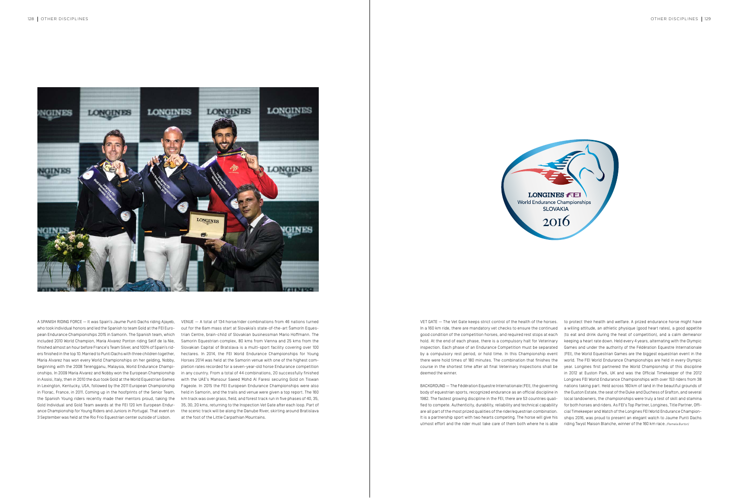A SPANISH RIDING FORCE — It was Spain's Jaume Punti Dachs riding Ajayeb, who took individual honors and led the Spanish to team Gold at the FEI European Endurance Championships 2015 in Samorin. The Spanish team, which included 2010 World Champion, Maria Alvarez Ponton riding Selif de la Nie, finished almost an hour before France's Team Silver, and 100% of Spain's riders finished in the top 10. Married to Punti Dachs with three children together, Maria Alvarez has won every World Championships on her gelding, Nobby, beginning with the 2008 Terengganu, Malaysia, World Endurance Championships. In 2009 Maria Alvarez and Nobby won the European Championship in Assisi, Italy, then in 2010 the duo took Gold at the World Equestrian Games in Lexington, Kentucky, USA, followed by the 2011 European Championship in Florac, France, in 2011. Coming up in the hoofprints of the Senior Team, the Spanish Young riders recently made their mentors proud, taking the Gold Individual and Gold Team awards at the FEI 120 km European Endurance Championship for Young Riders and Juniors in Portugal. That event on 3 September was held at the Rio Frio Equestrian center outside of Lisbon.

VENUE — A total of 134 horse/rider combinations from 46 nations turned out for the 6am mass start at Slovakia's state-of-the-art Šamorín Equestrian Centre, brain-child of Slovakian businessman Mario Hoffmann. The Samorin Equestrian complex, 80 kms from Vienna and 25 kms from the Slovakian Capital of Bratslava is a multi-sport facility covering over 100 hectares. In 2014, the FEI World Endurance Championships for Young Horses 2014 was held at the Samorin venue with one of the highest completion rates recorded for a seven-year-old horse Endurance competition in any country. From a total of 44 combinations, 20 successfully finished with the UAE's Mansour Saeed Mohd Al Faresi securing Gold on Tiswan Fageole. In 2015 the FEI European Endurance Championships were also held in Samorin, and the trails and venue were given a top report. The 160 km track was over grass, field, and forest track run in five phases of 40, 35, 35, 30, 20 kms, returning to the Inspection Vet Gate after each loop. Part of the scenic track will be along the Danube River, skirting around Bratislava at the foot of the Little Carpathian Mountains.

VET GATE — The Vet Gate keeps strict control of the health of the horses. In a 160 km ride, there are mandatory vet checks to ensure the continued good condition of the competition horses, and required rest stops at each hold. At the end of each phase, there is a compulsory halt for Veterinary inspection. Each phase of an Endurance Competition must be separated by a compulsory rest period, or hold time. In this Championship event there were hold times of 180 minutes. The combination that finishes the course in the shortest time after all final Veterinary Inspections shall be deemed the winner.

BACKGROUND — The Fédération Equestre Internationale (FEI), the governing body of equestrian sports, recognized endurance as an official discipline in 1982. The fastest growing discipline in the FEI, there are 53 countries qualified to compete. Authenticity, durability, reliability and technical capability are all part of the most prized qualities of the rider/equestrian combination. It is a partnership sport with two hearts competing. The horse will give his utmost effort and the rider must take care of them both where he is able to protect their health and welfare. A prized endurance horse might have a willing attitude, an athletic physique (good heart rates), a good appetite (to eat and drink during the heat of competition), and a calm demeanor keeping a heart rate down. Held every 4 years, alternating with the Olympic Games and under the authority of the Fédération Equestre Internationale (FEI), the World Equestrian Games are the biggest equestrian event in the world. The FEI World Endurance Championships are held in every Olympic year. Longines first partnered the World Championship of this discipline in 2012 at Euston Park, UK and was the Official Timekeeper of the 2012 Longines FEI World Endurance Championships with over 153 riders from 38 nations taking part. Held across 160 km of land in the beautiful grounds of the Euston Estate, the seat of the Duke and Duchess of Grafton, and several local landowners, the championships were truly a test of skill and stamina for both horses and riders. As FEI's Top Partner, Longines, Title Partner, Official Timekeeper and Watch of the Longines FEI World Endurance Championships 2016, was proud to present an elegant watch to Jaume Punti Dachs riding Twyst Maison Blanche, winner of the 160 km race. *(Pamela Burton)*